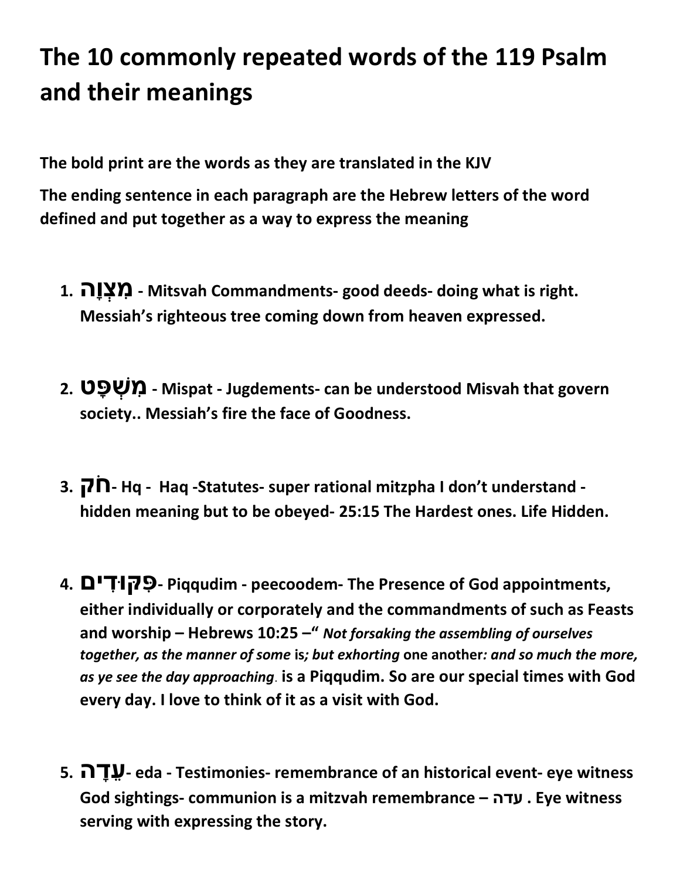# The 10 commonly repeated words of the 119 Psalm and their meanings

**The bold print are the words as they are translated in the KJV**

**The ending sentence in each paragraph are the Hebrew letters of the word defined and put together as a way to express the meaning**

1. **מִצְוָה - Mitsvah Commandments- good deeds- doing what is right. Messiah's righteous tree coming down from heaven expressed.**

2. **מִשְׁפָּט - Mispat - Jugdements- can be understood Misvah that govern society.. Messiah's fire the face of Goodness.**

3. **חֹק- Hq - Haq -Statutes- super rational mitzpha I don't understand - hidden meaning but to be obeyed- 25:15 The Hardest ones. Life Hidden.**

4. **פִּקּוּדִים- Piqqudim - peecoodem- The Presence of God appointments, either individually or corporately and the commandments of such as Feasts and worship – Hebrews 10:25 –"** ***Not forsaking the assembling of ourselves together, as the manner of some*** **is*****; but exhorting*** **one another*****: and so much the more, as ye see the day approaching*****. is a Piqqudim. So are our special times with God every day. I love to think of it as a visit with God.**

5. **עֵדָה- eda - Testimonies- remembrance of an historical event- eye witness God sightings- communion is a mitzvah remembrance – עדה . Eye witness serving with expressing the story.**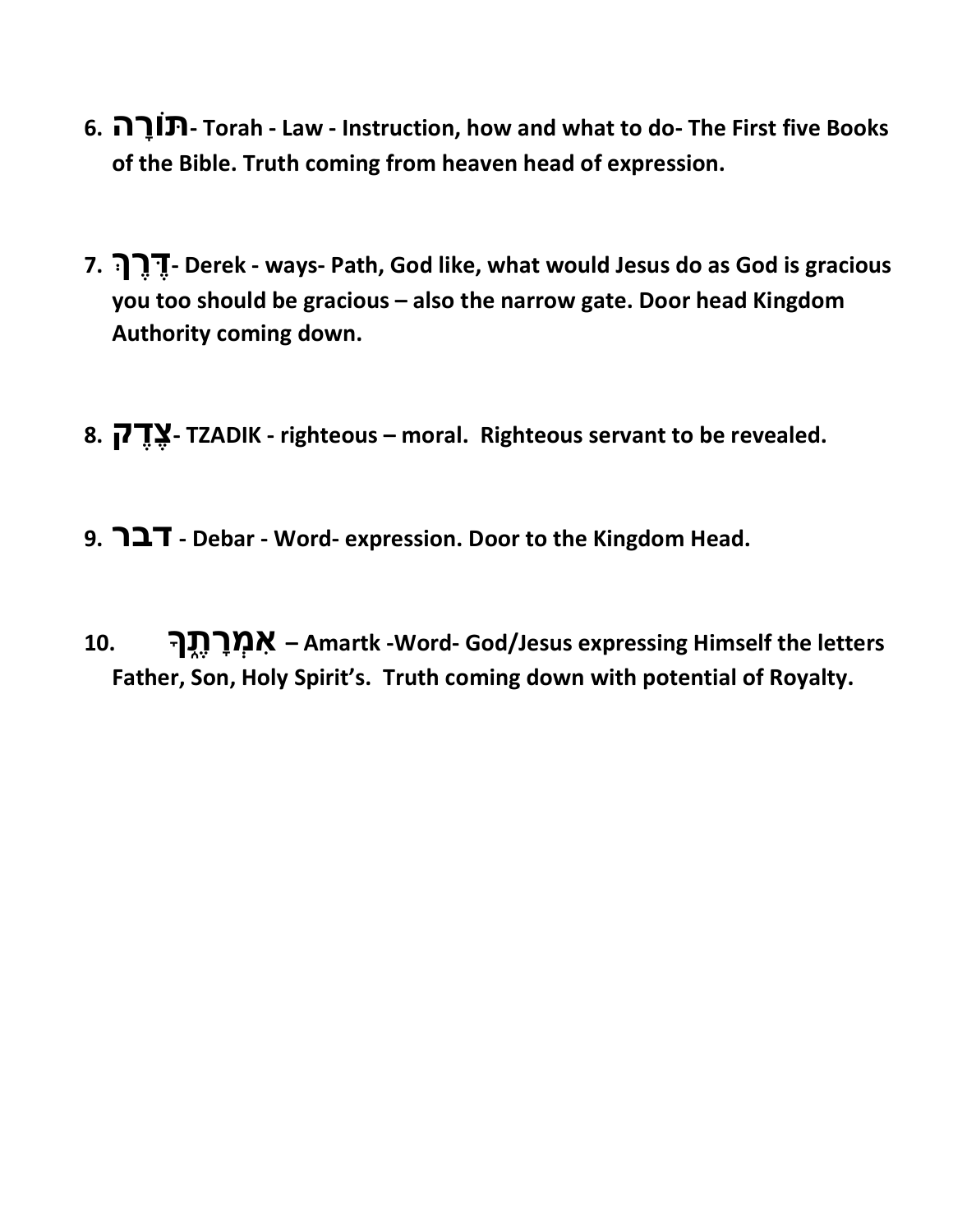6. **תּוֹרָה- Torah - Law - Instruction, how and what to do- The First five Books of the Bible. Truth coming from heaven head of expression.**

7. **דֶּרֶךְ- Derek - ways- Path, God like, what would Jesus do as God is gracious you too should be gracious – also the narrow gate. Door head Kingdom Authority coming down.**

8. **צֶדֶק- TZADIK - righteous – moral. Righteous servant to be revealed.**

9. **דבר - Debar - Word- expression. Door to the Kingdom Head.**

10. **אִמְרָתֶךָ – Amartk -Word- God/Jesus expressing Himself the letters Father, Son, Holy Spirit's. Truth coming down with potential of Royalty.**